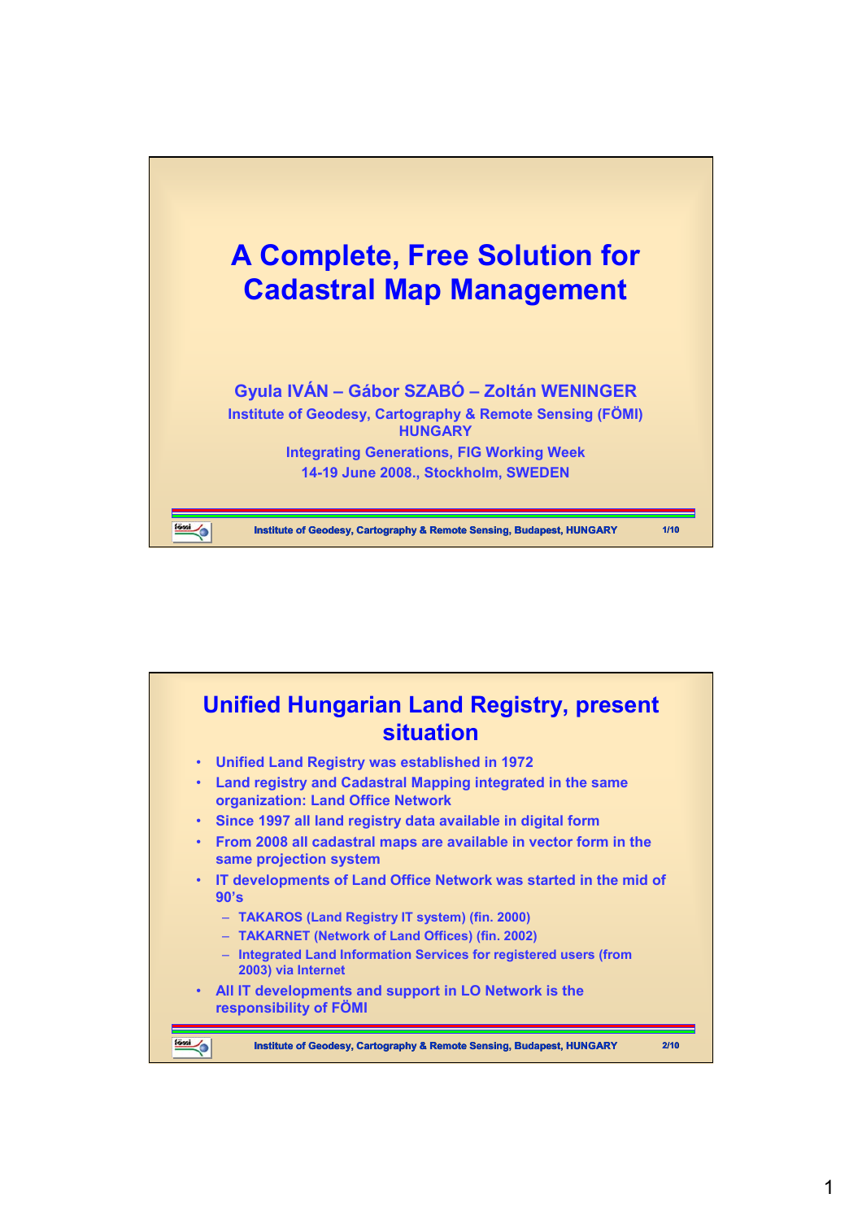# A Complete, Free Solution for Cadastral Map Management

**Gyula IVÁN – Gábor SZABÓ – Zoltán WENINGER**

**Institute of Geodesy, Cartography & Remote Sensing (FÖMI)**
**HUNGARY**

**Integrating Generations, FIG Working Week**
**14-19 June 2008., Stockholm, SWEDEN**

## Unified Hungarian Land Registry, present situation

- Unified Land Registry was established in 1972
- Land registry and Cadastral Mapping integrated in the same organization: Land Office Network
- Since 1997 all land registry data available in digital form
- From 2008 all cadastral maps are available in vector form in the same projection system
- IT developments of Land Office Network was started in the mid of 90's
  - TAKAROS (Land Registry IT system) (fin. 2000)
  - TAKARNET (Network of Land Offices) (fin. 2002)
  - Integrated Land Information Services for registered users (from 2003) via Internet
- All IT developments and support in LO Network is the responsibility of FÖMI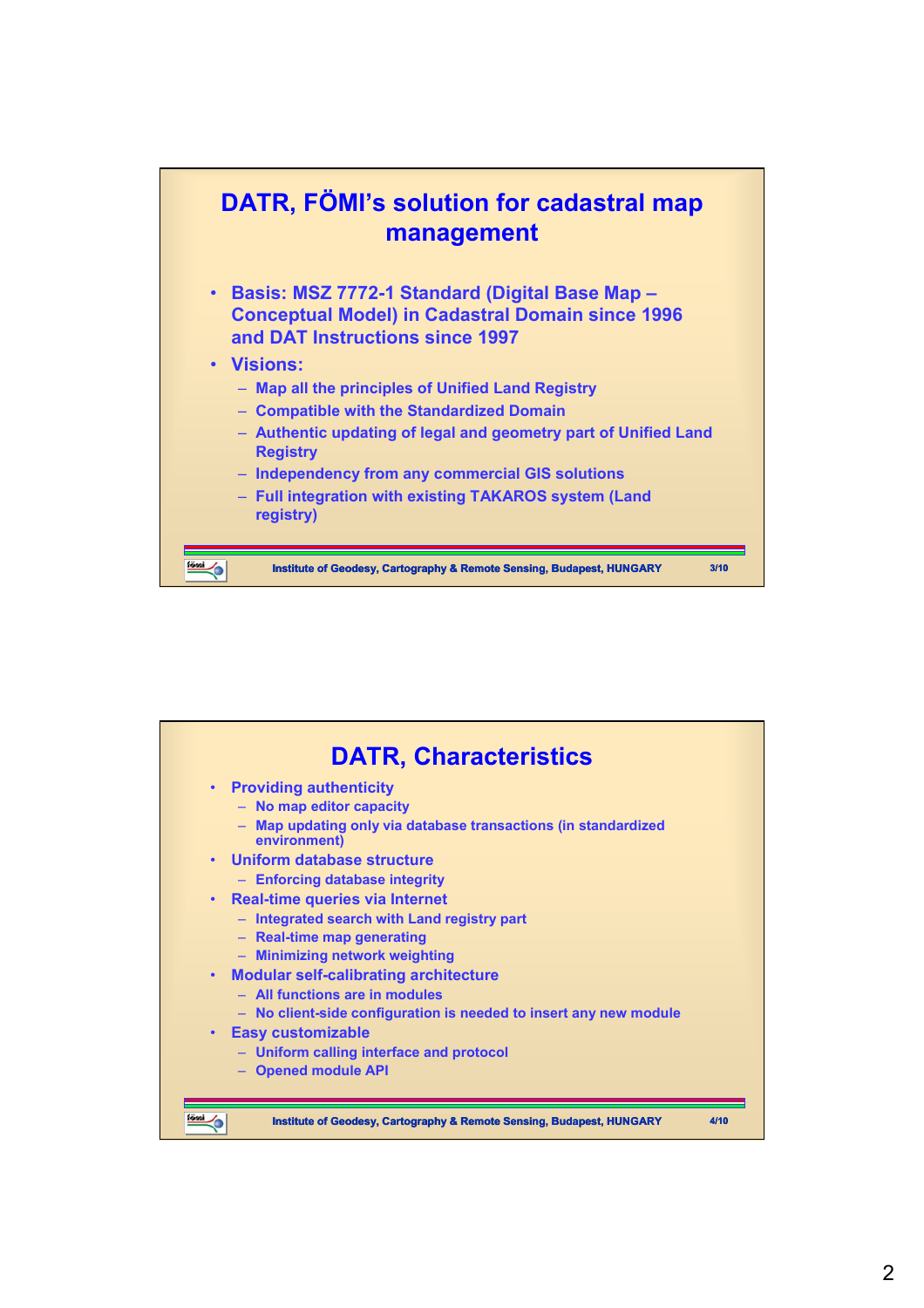## DATR, FÖMI's solution for cadastral map management

- Basis: MSZ 7772-1 Standard (Digital Base Map – Conceptual Model) in Cadastral Domain since 1996 and DAT Instructions since 1997
- Visions:
  - Map all the principles of Unified Land Registry
  - Compatible with the Standardized Domain
  - Authentic updating of legal and geometry part of Unified Land Registry
  - Independency from any commercial GIS solutions
  - Full integration with existing TAKAROS system (Land registry)

## DATR, Characteristics

- Providing authenticity
  - No map editor capacity
  - Map updating only via database transactions (in standardized environment)
- Uniform database structure
  - Enforcing database integrity
- Real-time queries via Internet
  - Integrated search with Land registry part
  - Real-time map generating
  - Minimizing network weighting
- Modular self-calibrating architecture
  - All functions are in modules
  - No client-side configuration is needed to insert any new module
- Easy customizable
  - Uniform calling interface and protocol
  - Opened module API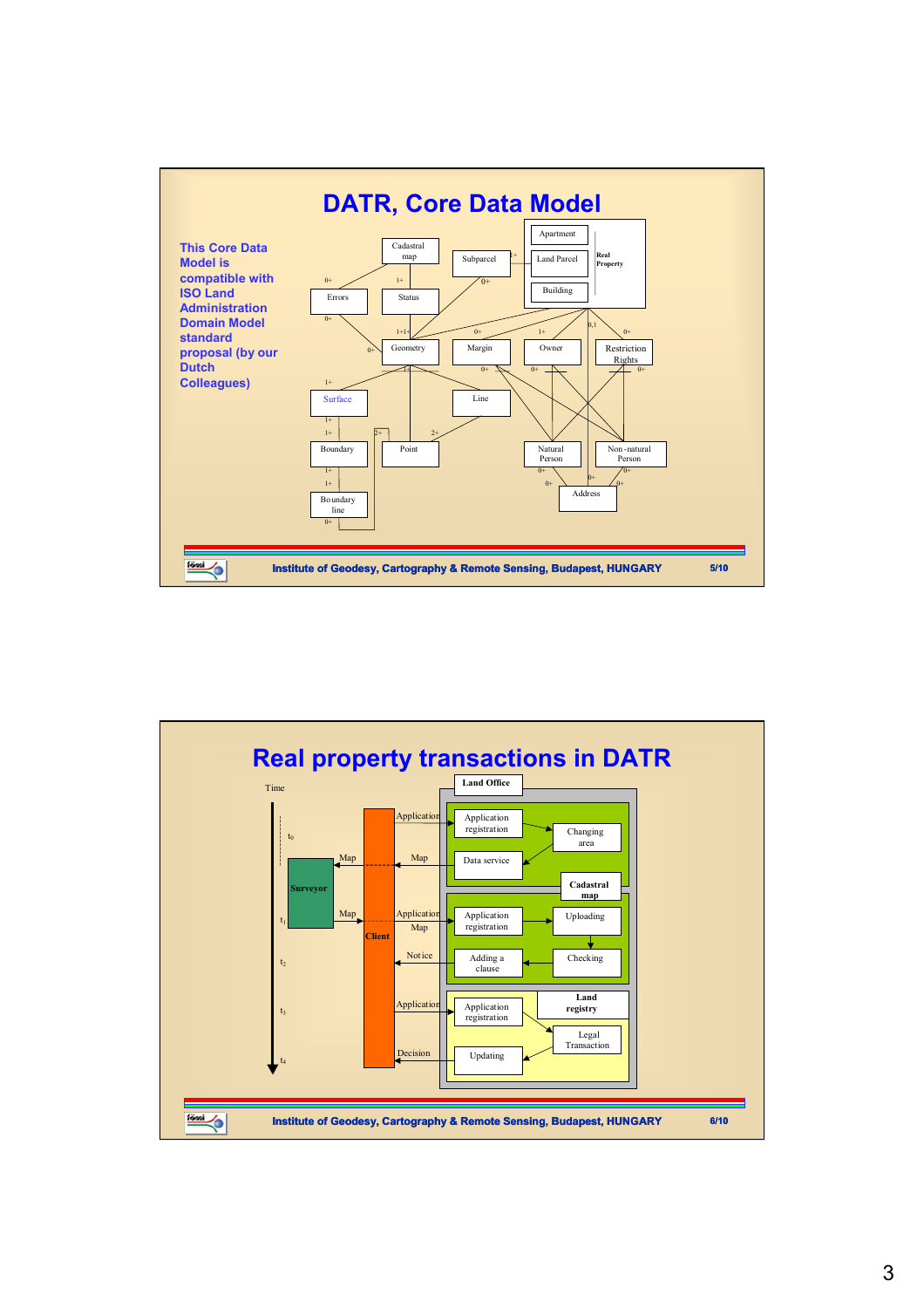# DATR, Core Data Model

This Core Data Model is compatible with ISO Land Administration Domain Model standard proposal (by our Dutch Colleagues)

Cadastral map · Subparcel · Apartment · Land Parcel · Building · Real Property · Errors · Status · Geometry · Margin · Owner · Restriction Rights · Surface · Line · Boundary · Point · Natural Person · Non-natural Person · Boundary line · Address

Institute of Geodesy, Cartography & Remote Sensing, Budapest, HUNGARY

# Real property transactions in DATR

Time · $t_0$ · $t_1$ · $t_2$ · $t_3$ · $t_4$

Surveyor · Client · Land Office

Map · Application · Map · Application · Map · Notice · Application · Decision

Application registration · Changing area · Data service · Cadastral map

Application registration · Uploading · Adding a clause · Checking

Land registry · Application registration · Legal Transaction · Updating

Institute of Geodesy, Cartography & Remote Sensing, Budapest, HUNGARY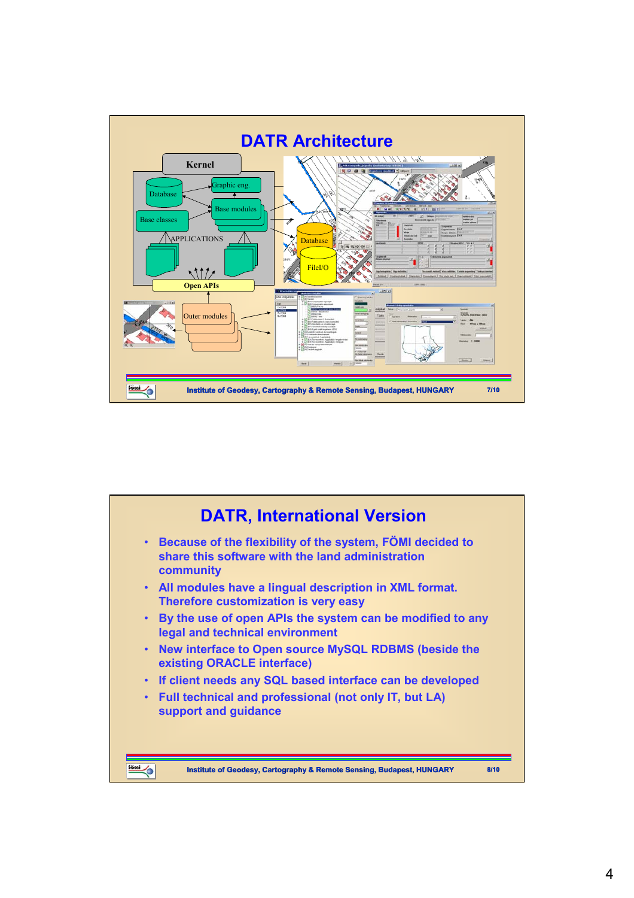# DATR Architecture

Kernel

Database

Graphic eng.

Base modules

Base classes

APPLICATIONS

Open APIs

Database

File I/O

Outer modules

# DATR, International Version

- Because of the flexibility of the system, FÖMI decided to share this software with the land administration community
- All modules have a lingual description in XML format. Therefore customization is very easy
- By the use of open APIs the system can be modified to any legal and technical environment
- New interface to Open source MySQL RDBMS (beside the existing ORACLE interface)
- If client needs any SQL based interface can be developed
- Full technical and professional (not only IT, but LA) support and guidance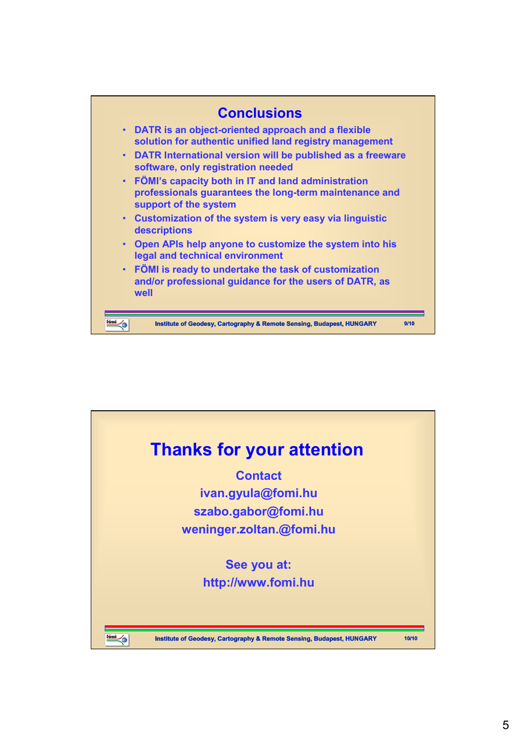## Conclusions

- DATR is an object-oriented approach and a flexible solution for authentic unified land registry management
- DATR International version will be published as a freeware software, only registration needed
- FÖMI's capacity both in IT and land administration professionals guarantees the long-term maintenance and support of the system
- Customization of the system is very easy via linguistic descriptions
- Open APIs help anyone to customize the system into his legal and technical environment
- FÖMI is ready to undertake the task of customization and/or professional guidance for the users of DATR, as well

Institute of Geodesy, Cartography & Remote Sensing, Budapest, HUNGARY

# Thanks for your attention

**Contact**

**ivan.gyula@fomi.hu**

**szabo.gabor@fomi.hu**

**weninger.zoltan.@fomi.hu**

**See you at:**

**http://www.fomi.hu**

Institute of Geodesy, Cartography & Remote Sensing, Budapest, HUNGARY